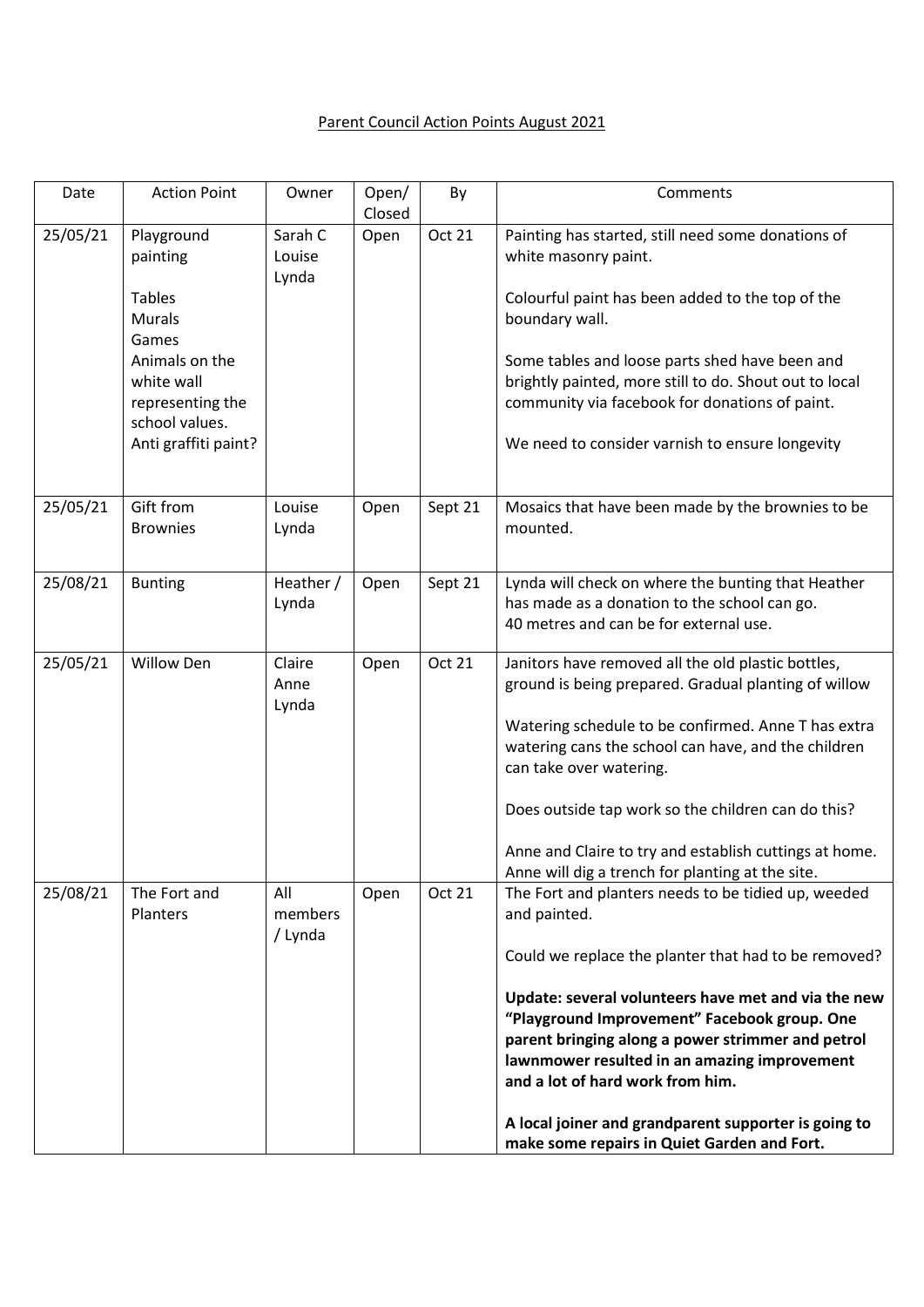Parent Council Action Points August 2021

| Date | Action Point | Owner | Open/ Closed | By | Comments |
|---|---|---|---|---|---|
| 25/05/21 | Playground painting<br><br>Tables<br>Murals<br>Games<br>Animals on the white wall representing the school values.<br>Anti graffiti paint? | Sarah C<br>Louise<br>Lynda | Open | Oct 21 | Painting has started, still need some donations of white masonry paint.<br><br>Colourful paint has been added to the top of the boundary wall.<br><br>Some tables and loose parts shed have been and brightly painted, more still to do. Shout out to local community via facebook for donations of paint.<br><br>We need to consider varnish to ensure longevity |
| 25/05/21 | Gift from Brownies | Louise<br>Lynda | Open | Sept 21 | Mosaics that have been made by the brownies to be mounted. |
| 25/08/21 | Bunting | Heather / Lynda | Open | Sept 21 | Lynda will check on where the bunting that Heather has made as a donation to the school can go.<br>40 metres and can be for external use. |
| 25/05/21 | Willow Den | Claire<br>Anne<br>Lynda | Open | Oct 21 | Janitors have removed all the old plastic bottles, ground is being prepared. Gradual planting of willow<br><br>Watering schedule to be confirmed. Anne T has extra watering cans the school can have, and the children can take over watering.<br><br>Does outside tap work so the children can do this?<br><br>Anne and Claire to try and establish cuttings at home. Anne will dig a trench for planting at the site. |
| 25/08/21 | The Fort and Planters | All members / Lynda | Open | Oct 21 | The Fort and planters needs to be tidied up, weeded and painted.<br><br>Could we replace the planter that had to be removed?<br><br>**Update: several volunteers have met and via the new "Playground Improvement" Facebook group. One parent bringing along a power strimmer and petrol lawnmower resulted in an amazing improvement and a lot of hard work from him.**<br><br>**A local joiner and grandparent supporter is going to make some repairs in Quiet Garden and Fort.** |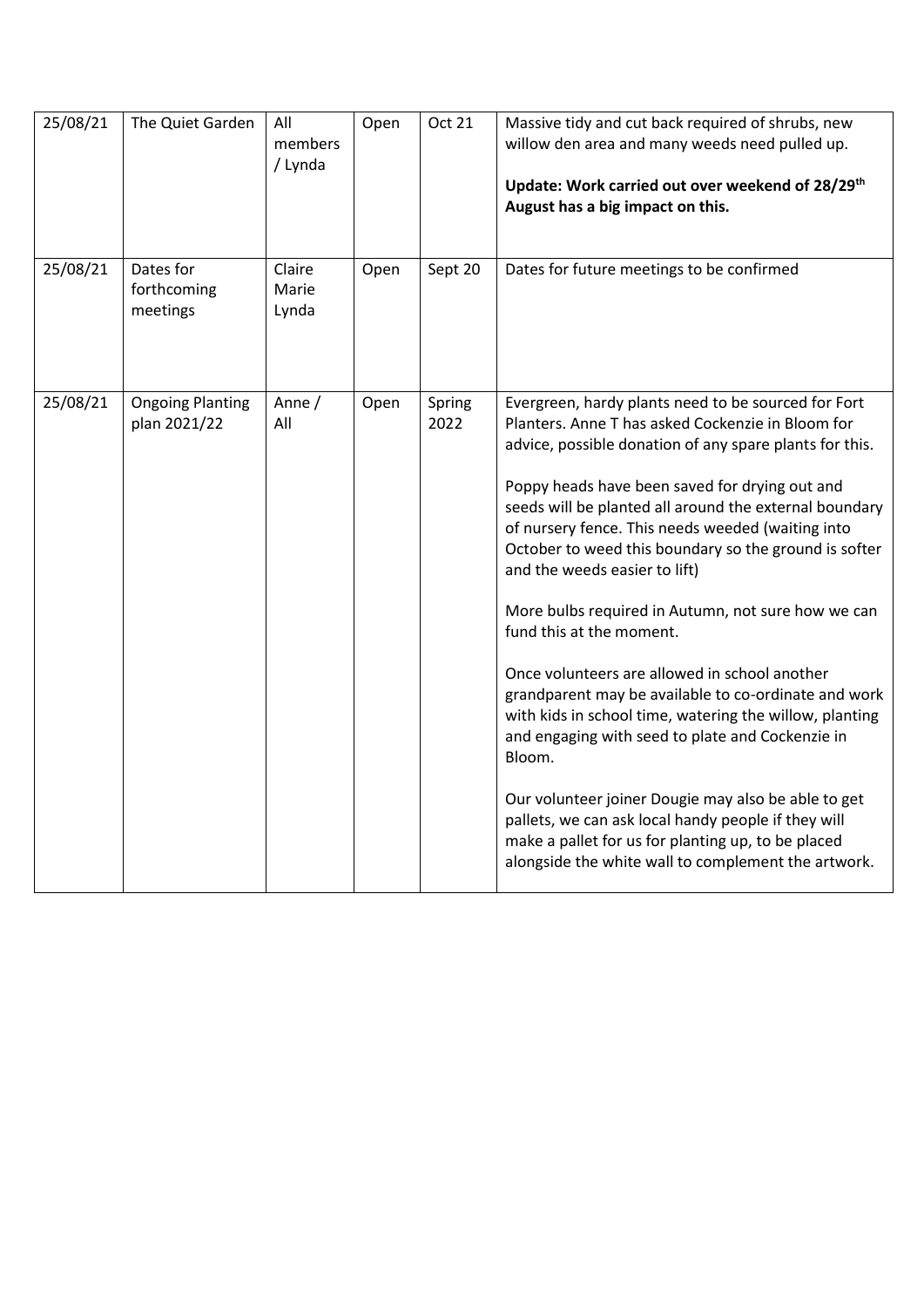| | | | | | |
|---|---|---|---|---|---|
| 25/08/21 | The Quiet Garden | All members / Lynda | Open | Oct 21 | Massive tidy and cut back required of shrubs, new willow den area and many weeds need pulled up.<br><br>**Update: Work carried out over weekend of 28/29th August has a big impact on this.** |
| 25/08/21 | Dates for forthcoming meetings | Claire Marie Lynda | Open | Sept 20 | Dates for future meetings to be confirmed |
| 25/08/21 | Ongoing Planting plan 2021/22 | Anne / All | Open | Spring 2022 | Evergreen, hardy plants need to be sourced for Fort Planters. Anne T has asked Cockenzie in Bloom for advice, possible donation of any spare plants for this.<br><br>Poppy heads have been saved for drying out and seeds will be planted all around the external boundary of nursery fence. This needs weeded (waiting into October to weed this boundary so the ground is softer and the weeds easier to lift)<br><br>More bulbs required in Autumn, not sure how we can fund this at the moment.<br><br>Once volunteers are allowed in school another grandparent may be available to co-ordinate and work with kids in school time, watering the willow, planting and engaging with seed to plate and Cockenzie in Bloom.<br><br>Our volunteer joiner Dougie may also be able to get pallets, we can ask local handy people if they will make a pallet for us for planting up, to be placed alongside the white wall to complement the artwork. |